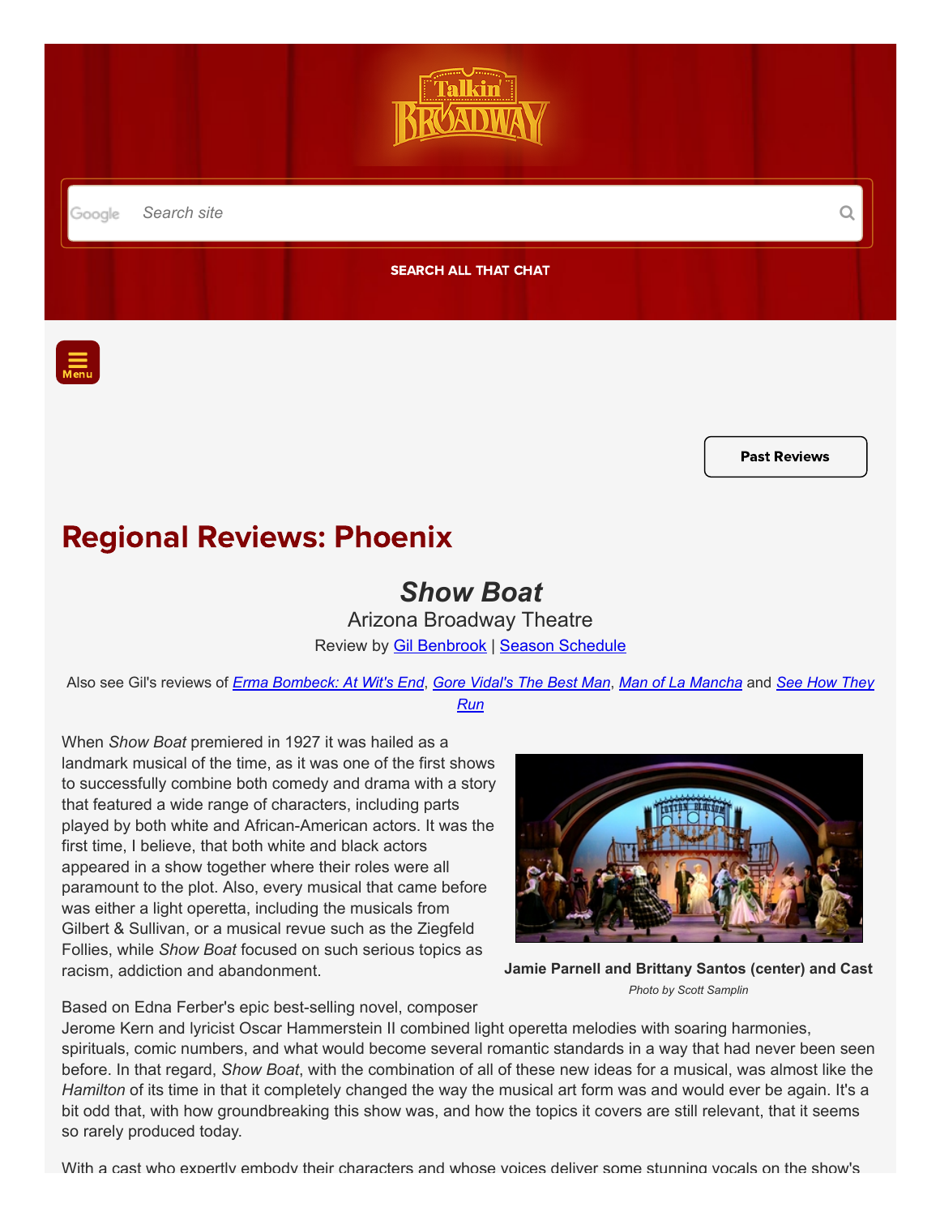## Regional Reviews: Phoenix

### *Show Boat*

Arizona Broadway Theatre

Review by Gil Benbrook | Season Schedule

Also see Gil's reviews of *Erma Bombeck: At Wit's End*, *Gore Vidal's The Best Man*, *Man of La Mancha* and *See How They Run*

When *Show Boat* premiered in 1927 it was hailed as a landmark musical of the time, as it was one of the first shows to successfully combine both comedy and drama with a story that featured a wide range of characters, including parts played by both white and African-American actors. It was the first time, I believe, that both white and black actors appeared in a show together where their roles were all paramount to the plot. Also, every musical that came before was either a light operetta, including the musicals from Gilbert & Sullivan, or a musical revue such as the Ziegfeld Follies, while *Show Boat* focused on such serious topics as racism, addiction and abandonment.

**Jamie Parnell and Brittany Santos (center) and Cast**

*Photo by Scott Samplin*

Based on Edna Ferber's epic best-selling novel, composer Jerome Kern and lyricist Oscar Hammerstein II combined light operetta melodies with soaring harmonies, spirituals, comic numbers, and what would become several romantic standards in a way that had never been seen before. In that regard, *Show Boat*, with the combination of all of these new ideas for a musical, was almost like the *Hamilton* of its time in that it completely changed the way the musical art form was and would ever be again. It's a bit odd that, with how groundbreaking this show was, and how the topics it covers are still relevant, that it seems so rarely produced today.

With a cast who expertly embody their characters and whose voices deliver some stunning vocals on the show's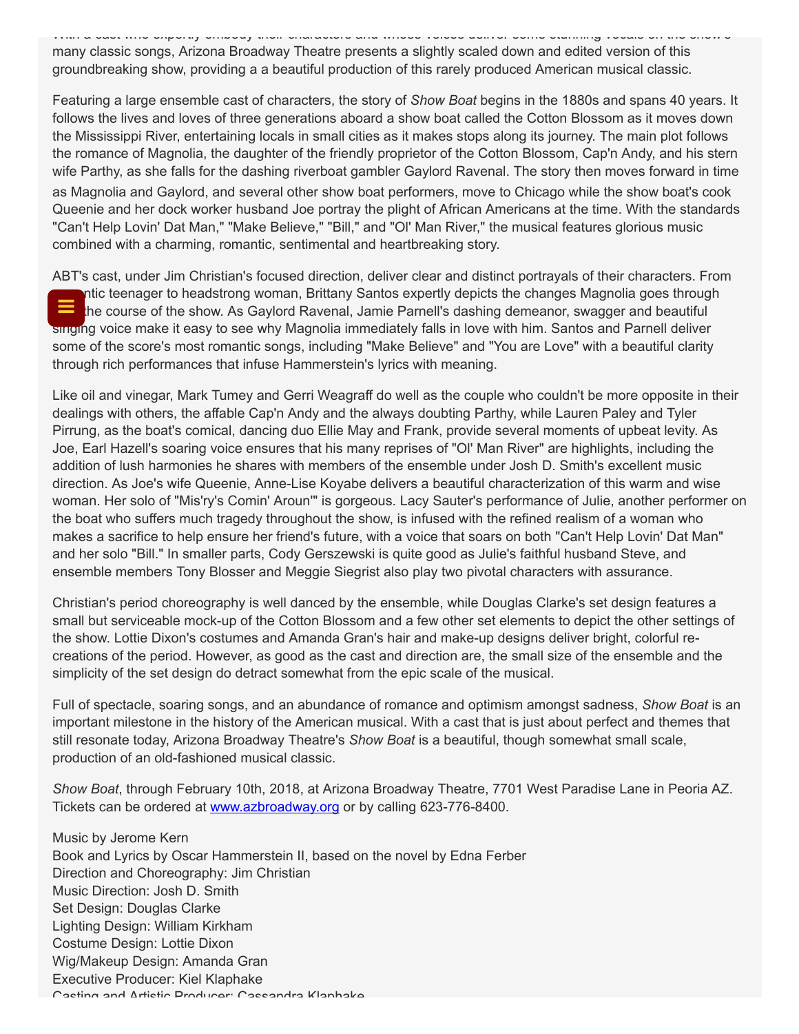many classic songs, Arizona Broadway Theatre presents a slightly scaled down and edited version of this groundbreaking show, providing a a beautiful production of this rarely produced American musical classic.

Featuring a large ensemble cast of characters, the story of *Show Boat* begins in the 1880s and spans 40 years. It follows the lives and loves of three generations aboard a show boat called the Cotton Blossom as it moves down the Mississippi River, entertaining locals in small cities as it makes stops along its journey. The main plot follows the romance of Magnolia, the daughter of the friendly proprietor of the Cotton Blossom, Cap'n Andy, and his stern wife Parthy, as she falls for the dashing riverboat gambler Gaylord Ravenal. The story then moves forward in time as Magnolia and Gaylord, and several other show boat performers, move to Chicago while the show boat's cook Queenie and her dock worker husband Joe portray the plight of African Americans at the time. With the standards "Can't Help Lovin' Dat Man," "Make Believe," "Bill," and "Ol' Man River," the musical features glorious music combined with a charming, romantic, sentimental and heartbreaking story.

ABT's cast, under Jim Christian's focused direction, deliver clear and distinct portrayals of their characters. From romantic teenager to headstrong woman, Brittany Santos expertly depicts the changes Magnolia goes through over the course of the show. As Gaylord Ravenal, Jamie Parnell's dashing demeanor, swagger and beautiful singing voice make it easy to see why Magnolia immediately falls in love with him. Santos and Parnell deliver some of the score's most romantic songs, including "Make Believe" and "You are Love" with a beautiful clarity through rich performances that infuse Hammerstein's lyrics with meaning.

Like oil and vinegar, Mark Tumey and Gerri Weagraff do well as the couple who couldn't be more opposite in their dealings with others, the affable Cap'n Andy and the always doubting Parthy, while Lauren Paley and Tyler Pirrung, as the boat's comical, dancing duo Ellie May and Frank, provide several moments of upbeat levity. As Joe, Earl Hazell's soaring voice ensures that his many reprises of "Ol' Man River" are highlights, including the addition of lush harmonies he shares with members of the ensemble under Josh D. Smith's excellent music direction. As Joe's wife Queenie, Anne-Lise Koyabe delivers a beautiful characterization of this warm and wise woman. Her solo of "Mis'ry's Comin' Aroun'" is gorgeous. Lacy Sauter's performance of Julie, another performer on the boat who suffers much tragedy throughout the show, is infused with the refined realism of a woman who makes a sacrifice to help ensure her friend's future, with a voice that soars on both "Can't Help Lovin' Dat Man" and her solo "Bill." In smaller parts, Cody Gerszewski is quite good as Julie's faithful husband Steve, and ensemble members Tony Blosser and Meggie Siegrist also play two pivotal characters with assurance.

Christian's period choreography is well danced by the ensemble, while Douglas Clarke's set design features a small but serviceable mock-up of the Cotton Blossom and a few other set elements to depict the other settings of the show. Lottie Dixon's costumes and Amanda Gran's hair and make-up designs deliver bright, colorful re-creations of the period. However, as good as the cast and direction are, the small size of the ensemble and the simplicity of the set design do detract somewhat from the epic scale of the musical.

Full of spectacle, soaring songs, and an abundance of romance and optimism amongst sadness, *Show Boat* is an important milestone in the history of the American musical. With a cast that is just about perfect and themes that still resonate today, Arizona Broadway Theatre's *Show Boat* is a beautiful, though somewhat small scale, production of an old-fashioned musical classic.

*Show Boat*, through February 10th, 2018, at Arizona Broadway Theatre, 7701 West Paradise Lane in Peoria AZ. Tickets can be ordered at www.azbroadway.org or by calling 623-776-8400.

Music by Jerome Kern
Book and Lyrics by Oscar Hammerstein II, based on the novel by Edna Ferber
Direction and Choreography: Jim Christian
Music Direction: Josh D. Smith
Set Design: Douglas Clarke
Lighting Design: William Kirkham
Costume Design: Lottie Dixon
Wig/Makeup Design: Amanda Gran
Executive Producer: Kiel Klaphake
Casting and Artistic Producer: Cassandra Klaphake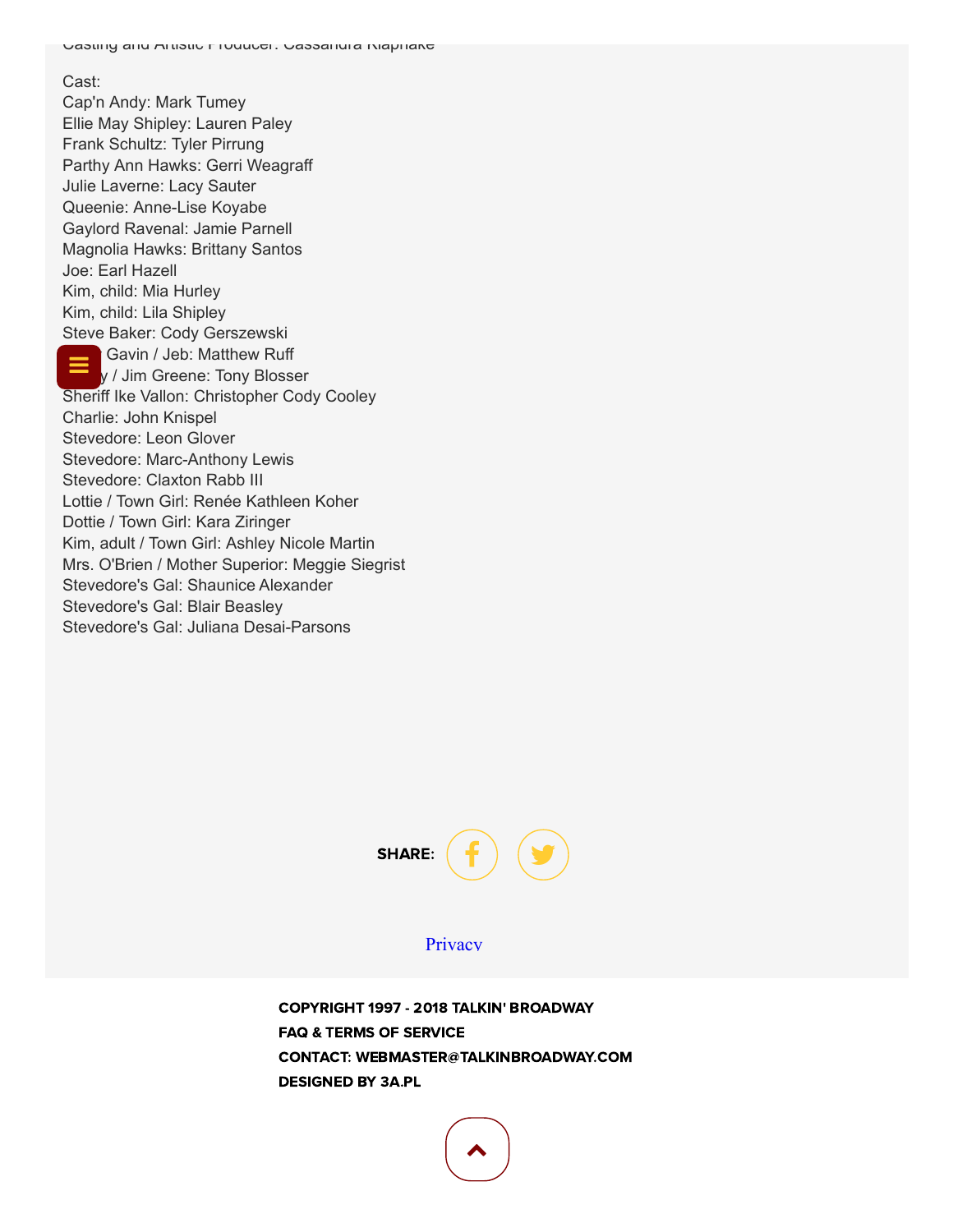Casting and Artistic Producer: Cassandra Klaphake

Cast:
Cap'n Andy: Mark Tumey
Ellie May Shipley: Lauren Paley
Frank Schultz: Tyler Pirrung
Parthy Ann Hawks: Gerri Weagraff
Julie Laverne: Lacy Sauter
Queenie: Anne-Lise Koyabe
Gaylord Ravenal: Jamie Parnell
Magnolia Hawks: Brittany Santos
Joe: Earl Hazell
Kim, child: Mia Hurley
Kim, child: Lila Shipley
Steve Baker: Cody Gerszewski
Gavin / Jeb: Matthew Ruff
y / Jim Greene: Tony Blosser
Sheriff Ike Vallon: Christopher Cody Cooley
Charlie: John Knispel
Stevedore: Leon Glover
Stevedore: Marc-Anthony Lewis
Stevedore: Claxton Rabb III
Lottie / Town Girl: Renée Kathleen Koher
Dottie / Town Girl: Kara Ziringer
Kim, adult / Town Girl: Ashley Nicole Martin
Mrs. O'Brien / Mother Superior: Meggie Siegrist
Stevedore's Gal: Shaunice Alexander
Stevedore's Gal: Blair Beasley
Stevedore's Gal: Juliana Desai-Parsons

SHARE:

Privacy

COPYRIGHT 1997 - 2018 TALKIN' BROADWAY
FAQ & TERMS OF SERVICE
CONTACT: WEBMASTER@TALKINBROADWAY.COM
DESIGNED BY 3A.PL